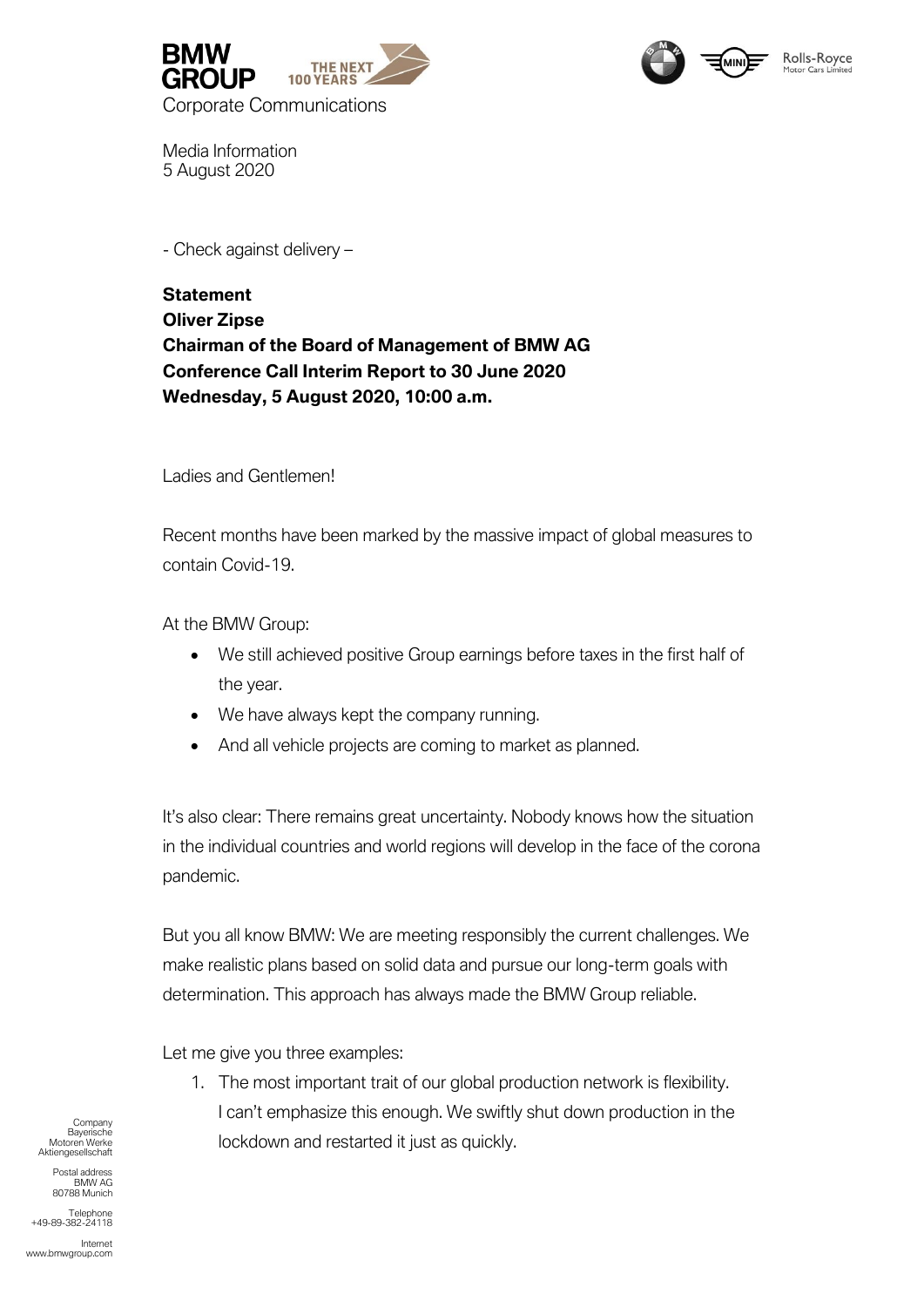BMW GROUP THE NEXT 100 YEARS

Corporate Communications

Media Information
5 August 2020

- Check against delivery –

**Statement**
**Oliver Zipse**
**Chairman of the Board of Management of BMW AG**
**Conference Call Interim Report to 30 June 2020**
**Wednesday, 5 August 2020, 10:00 a.m.**

Ladies and Gentlemen!

Recent months have been marked by the massive impact of global measures to contain Covid-19.

At the BMW Group:

- We still achieved positive Group earnings before taxes in the first half of the year.
- We have always kept the company running.
- And all vehicle projects are coming to market as planned.

It's also clear: There remains great uncertainty. Nobody knows how the situation in the individual countries and world regions will develop in the face of the corona pandemic.

But you all know BMW: We are meeting responsibly the current challenges. We make realistic plans based on solid data and pursue our long-term goals with determination. This approach has always made the BMW Group reliable.

Let me give you three examples:

1. The most important trait of our global production network is flexibility. I can't emphasize this enough. We swiftly shut down production in the lockdown and restarted it just as quickly.

Company
Bayerische
Motoren Werke
Aktiengesellschaft

Postal address
BMW AG
80788 Munich

Telephone
+49-89-382-24118

Internet
www.bmwgroup.com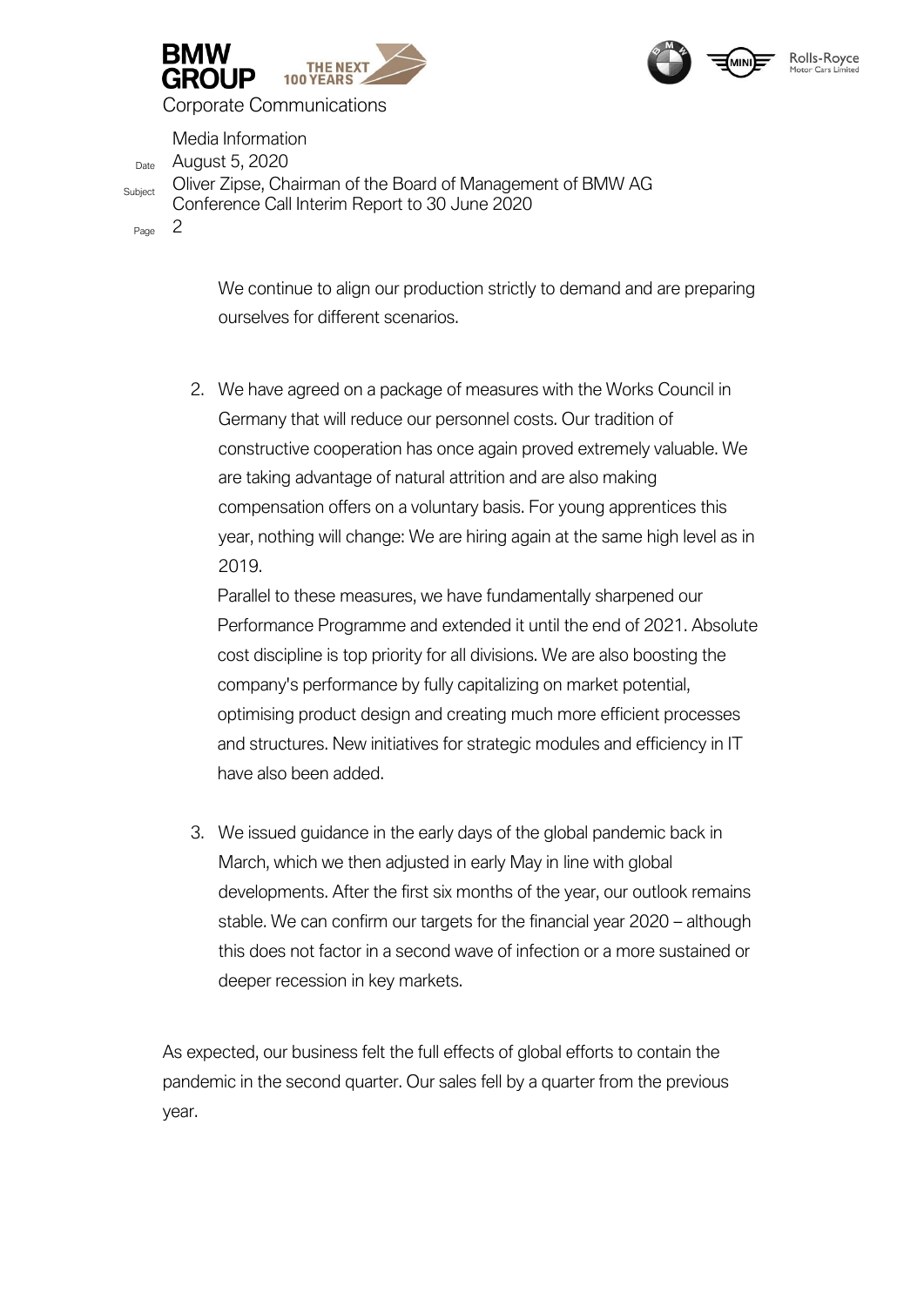We continue to align our production strictly to demand and are preparing ourselves for different scenarios.

2. We have agreed on a package of measures with the Works Council in Germany that will reduce our personnel costs. Our tradition of constructive cooperation has once again proved extremely valuable. We are taking advantage of natural attrition and are also making compensation offers on a voluntary basis. For young apprentices this year, nothing will change: We are hiring again at the same high level as in 2019.
   Parallel to these measures, we have fundamentally sharpened our Performance Programme and extended it until the end of 2021. Absolute cost discipline is top priority for all divisions. We are also boosting the company's performance by fully capitalizing on market potential, optimising product design and creating much more efficient processes and structures. New initiatives for strategic modules and efficiency in IT have also been added.

3. We issued guidance in the early days of the global pandemic back in March, which we then adjusted in early May in line with global developments. After the first six months of the year, our outlook remains stable. We can confirm our targets for the financial year 2020 – although this does not factor in a second wave of infection or a more sustained or deeper recession in key markets.

As expected, our business felt the full effects of global efforts to contain the pandemic in the second quarter. Our sales fell by a quarter from the previous year.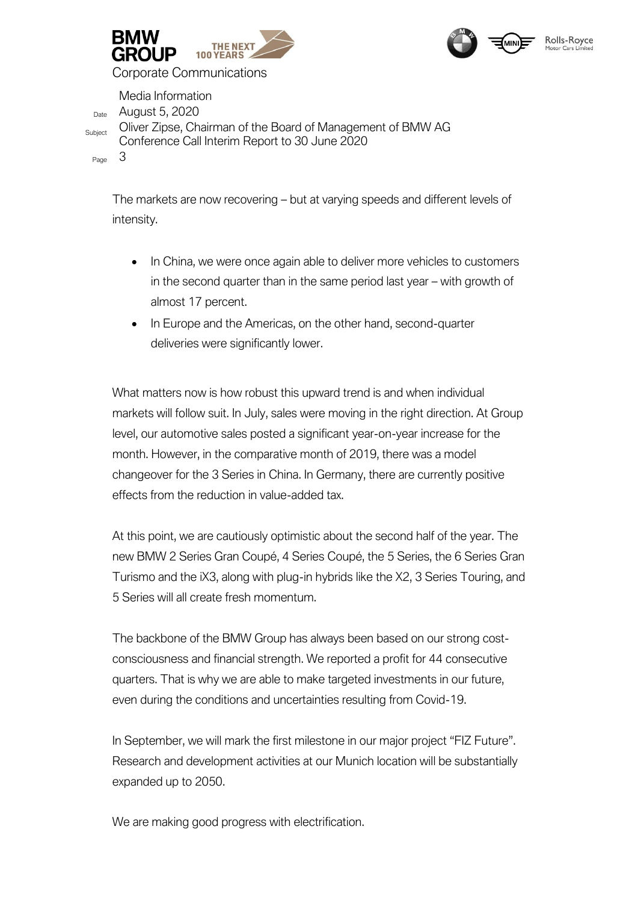The markets are now recovering – but at varying speeds and different levels of intensity.

- In China, we were once again able to deliver more vehicles to customers in the second quarter than in the same period last year – with growth of almost 17 percent.
- In Europe and the Americas, on the other hand, second-quarter deliveries were significantly lower.

What matters now is how robust this upward trend is and when individual markets will follow suit. In July, sales were moving in the right direction. At Group level, our automotive sales posted a significant year-on-year increase for the month. However, in the comparative month of 2019, there was a model changeover for the 3 Series in China. In Germany, there are currently positive effects from the reduction in value-added tax.

At this point, we are cautiously optimistic about the second half of the year. The new BMW 2 Series Gran Coupé, 4 Series Coupé, the 5 Series, the 6 Series Gran Turismo and the iX3, along with plug-in hybrids like the X2, 3 Series Touring, and 5 Series will all create fresh momentum.

The backbone of the BMW Group has always been based on our strong cost-consciousness and financial strength. We reported a profit for 44 consecutive quarters. That is why we are able to make targeted investments in our future, even during the conditions and uncertainties resulting from Covid-19.

In September, we will mark the first milestone in our major project "FIZ Future". Research and development activities at our Munich location will be substantially expanded up to 2050.

We are making good progress with electrification.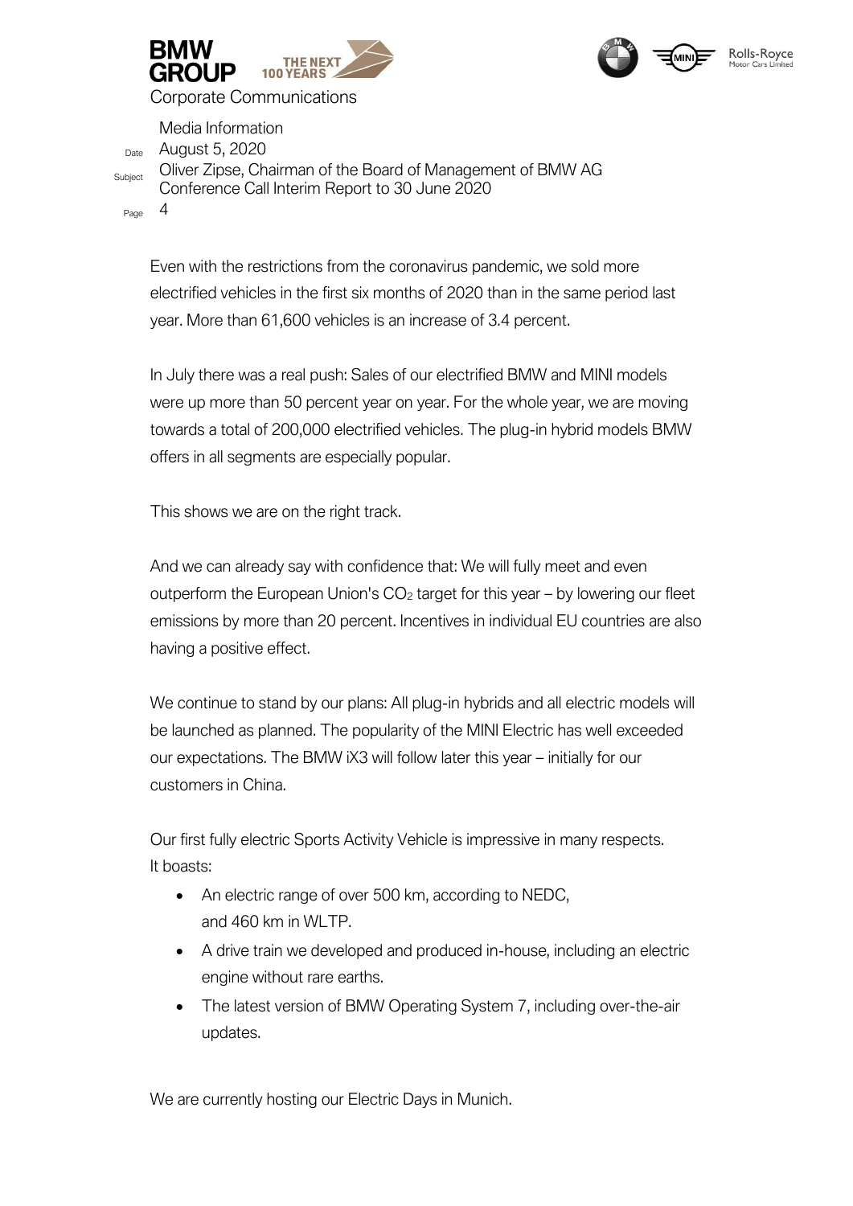Even with the restrictions from the coronavirus pandemic, we sold more electrified vehicles in the first six months of 2020 than in the same period last year. More than 61,600 vehicles is an increase of 3.4 percent.

In July there was a real push: Sales of our electrified BMW and MINI models were up more than 50 percent year on year. For the whole year, we are moving towards a total of 200,000 electrified vehicles. The plug-in hybrid models BMW offers in all segments are especially popular.

This shows we are on the right track.

And we can already say with confidence that: We will fully meet and even outperform the European Union's $CO_2$ target for this year – by lowering our fleet emissions by more than 20 percent. Incentives in individual EU countries are also having a positive effect.

We continue to stand by our plans: All plug-in hybrids and all electric models will be launched as planned. The popularity of the MINI Electric has well exceeded our expectations. The BMW iX3 will follow later this year – initially for our customers in China.

Our first fully electric Sports Activity Vehicle is impressive in many respects. It boasts:

- An electric range of over 500 km, according to NEDC, and 460 km in WLTP.
- A drive train we developed and produced in-house, including an electric engine without rare earths.
- The latest version of BMW Operating System 7, including over-the-air updates.

We are currently hosting our Electric Days in Munich.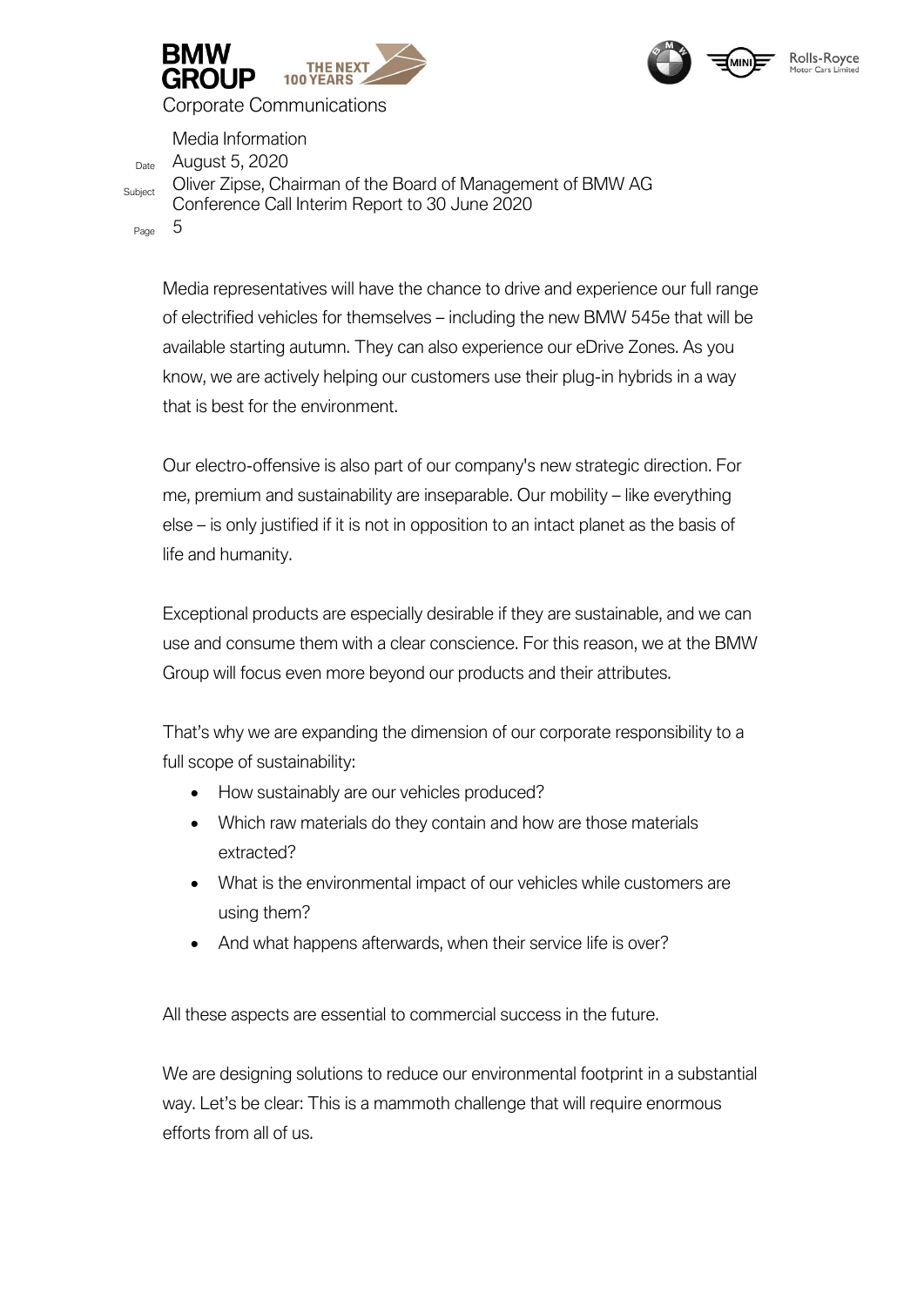Media representatives will have the chance to drive and experience our full range of electrified vehicles for themselves – including the new BMW 545e that will be available starting autumn. They can also experience our eDrive Zones. As you know, we are actively helping our customers use their plug-in hybrids in a way that is best for the environment.

Our electro-offensive is also part of our company's new strategic direction. For me, premium and sustainability are inseparable. Our mobility – like everything else – is only justified if it is not in opposition to an intact planet as the basis of life and humanity.

Exceptional products are especially desirable if they are sustainable, and we can use and consume them with a clear conscience. For this reason, we at the BMW Group will focus even more beyond our products and their attributes.

That's why we are expanding the dimension of our corporate responsibility to a full scope of sustainability:

- How sustainably are our vehicles produced?
- Which raw materials do they contain and how are those materials extracted?
- What is the environmental impact of our vehicles while customers are using them?
- And what happens afterwards, when their service life is over?

All these aspects are essential to commercial success in the future.

We are designing solutions to reduce our environmental footprint in a substantial way. Let's be clear: This is a mammoth challenge that will require enormous efforts from all of us.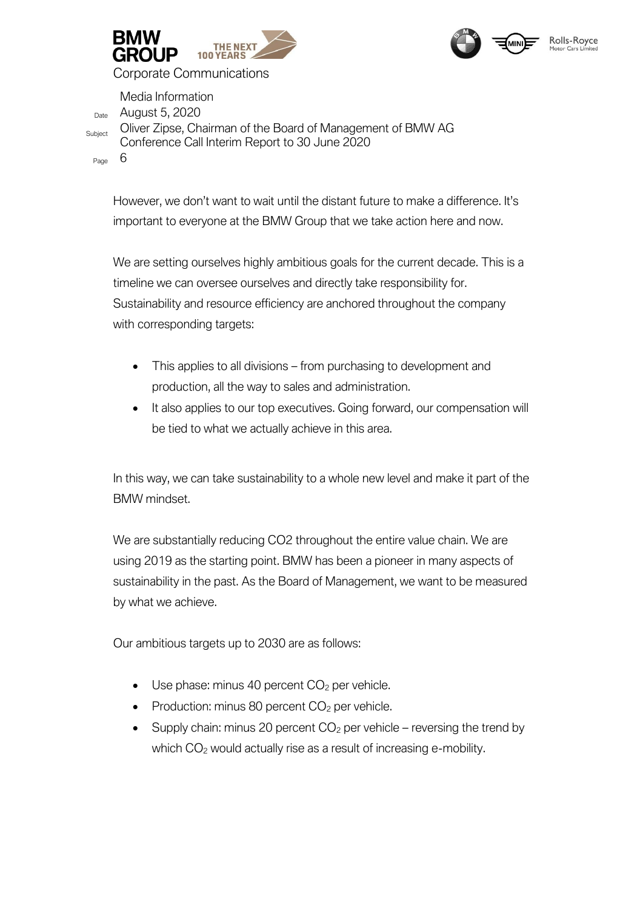However, we don't want to wait until the distant future to make a difference. It's important to everyone at the BMW Group that we take action here and now.

We are setting ourselves highly ambitious goals for the current decade. This is a timeline we can oversee ourselves and directly take responsibility for. Sustainability and resource efficiency are anchored throughout the company with corresponding targets:

- This applies to all divisions – from purchasing to development and production, all the way to sales and administration.
- It also applies to our top executives. Going forward, our compensation will be tied to what we actually achieve in this area.

In this way, we can take sustainability to a whole new level and make it part of the BMW mindset.

We are substantially reducing CO2 throughout the entire value chain. We are using 2019 as the starting point. BMW has been a pioneer in many aspects of sustainability in the past. As the Board of Management, we want to be measured by what we achieve.

Our ambitious targets up to 2030 are as follows:

- Use phase: minus 40 percent $CO_2$ per vehicle.
- Production: minus 80 percent $CO_2$ per vehicle.
- Supply chain: minus 20 percent $CO_2$ per vehicle – reversing the trend by which $CO_2$ would actually rise as a result of increasing e-mobility.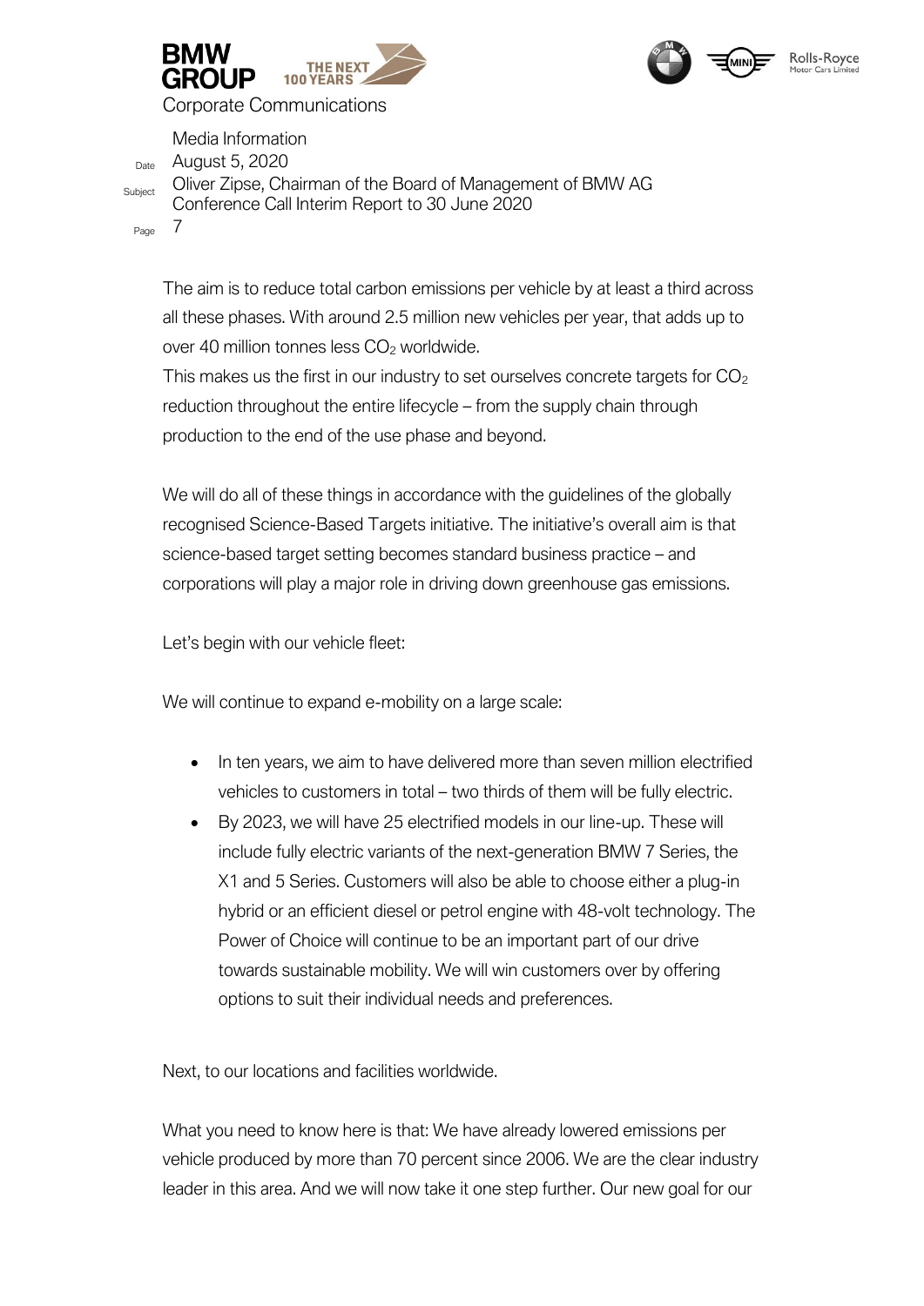The aim is to reduce total carbon emissions per vehicle by at least a third across all these phases. With around 2.5 million new vehicles per year, that adds up to over 40 million tonnes less $CO_2$ worldwide.
This makes us the first in our industry to set ourselves concrete targets for $CO_2$ reduction throughout the entire lifecycle – from the supply chain through production to the end of the use phase and beyond.

We will do all of these things in accordance with the guidelines of the globally recognised Science-Based Targets initiative. The initiative's overall aim is that science-based target setting becomes standard business practice – and corporations will play a major role in driving down greenhouse gas emissions.

Let's begin with our vehicle fleet:

We will continue to expand e-mobility on a large scale:

- In ten years, we aim to have delivered more than seven million electrified vehicles to customers in total – two thirds of them will be fully electric.
- By 2023, we will have 25 electrified models in our line-up. These will include fully electric variants of the next-generation BMW 7 Series, the X1 and 5 Series. Customers will also be able to choose either a plug-in hybrid or an efficient diesel or petrol engine with 48-volt technology. The Power of Choice will continue to be an important part of our drive towards sustainable mobility. We will win customers over by offering options to suit their individual needs and preferences.

Next, to our locations and facilities worldwide.

What you need to know here is that: We have already lowered emissions per vehicle produced by more than 70 percent since 2006. We are the clear industry leader in this area. And we will now take it one step further. Our new goal for our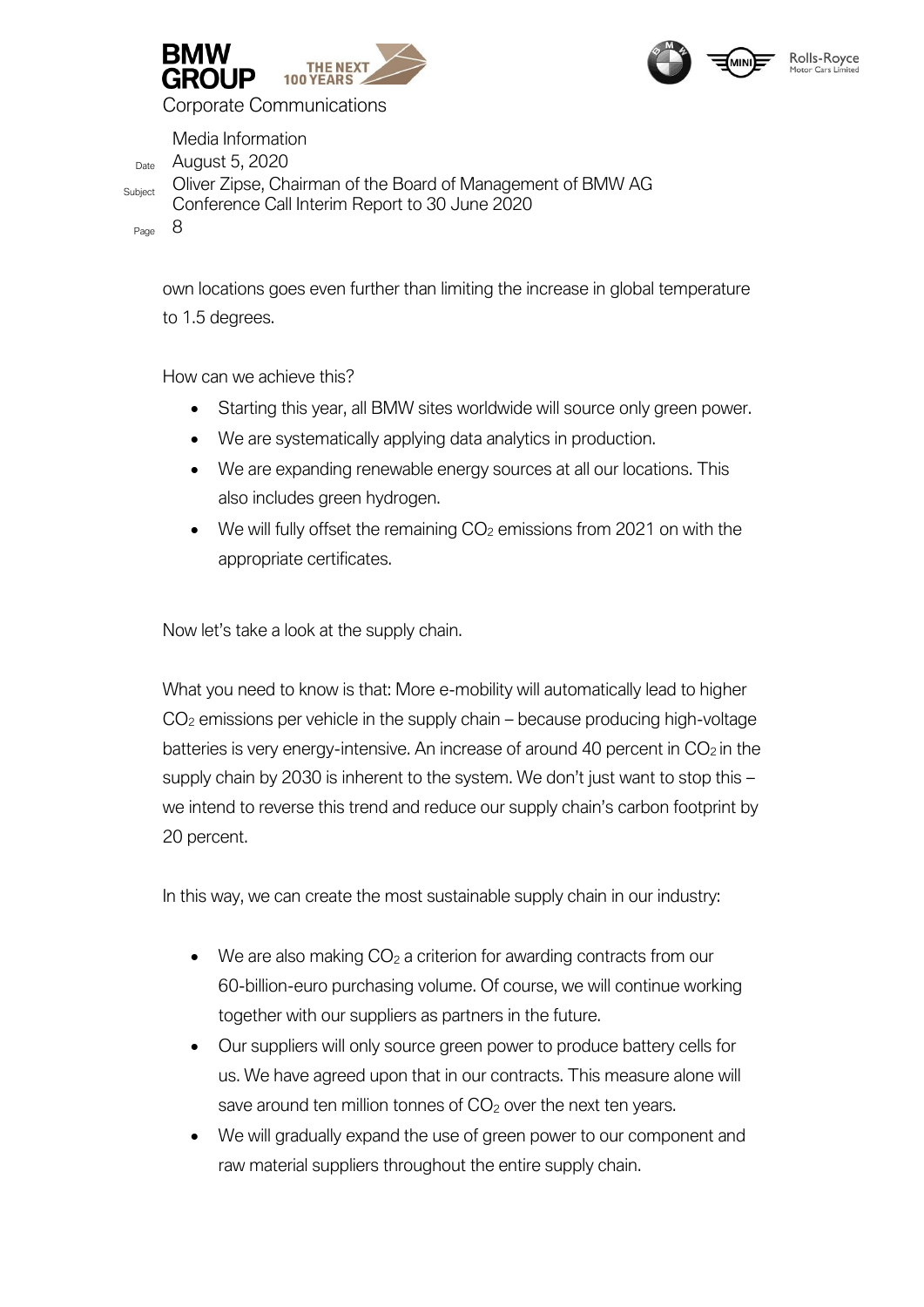own locations goes even further than limiting the increase in global temperature to 1.5 degrees.

How can we achieve this?

- Starting this year, all BMW sites worldwide will source only green power.
- We are systematically applying data analytics in production.
- We are expanding renewable energy sources at all our locations. This also includes green hydrogen.
- We will fully offset the remaining $CO_2$ emissions from 2021 on with the appropriate certificates.

Now let's take a look at the supply chain.

What you need to know is that: More e-mobility will automatically lead to higher $CO_2$ emissions per vehicle in the supply chain – because producing high-voltage batteries is very energy-intensive. An increase of around 40 percent in $CO_2$ in the supply chain by 2030 is inherent to the system. We don't just want to stop this – we intend to reverse this trend and reduce our supply chain's carbon footprint by 20 percent.

In this way, we can create the most sustainable supply chain in our industry:

- We are also making $CO_2$ a criterion for awarding contracts from our 60-billion-euro purchasing volume. Of course, we will continue working together with our suppliers as partners in the future.
- Our suppliers will only source green power to produce battery cells for us. We have agreed upon that in our contracts. This measure alone will save around ten million tonnes of $CO_2$ over the next ten years.
- We will gradually expand the use of green power to our component and raw material suppliers throughout the entire supply chain.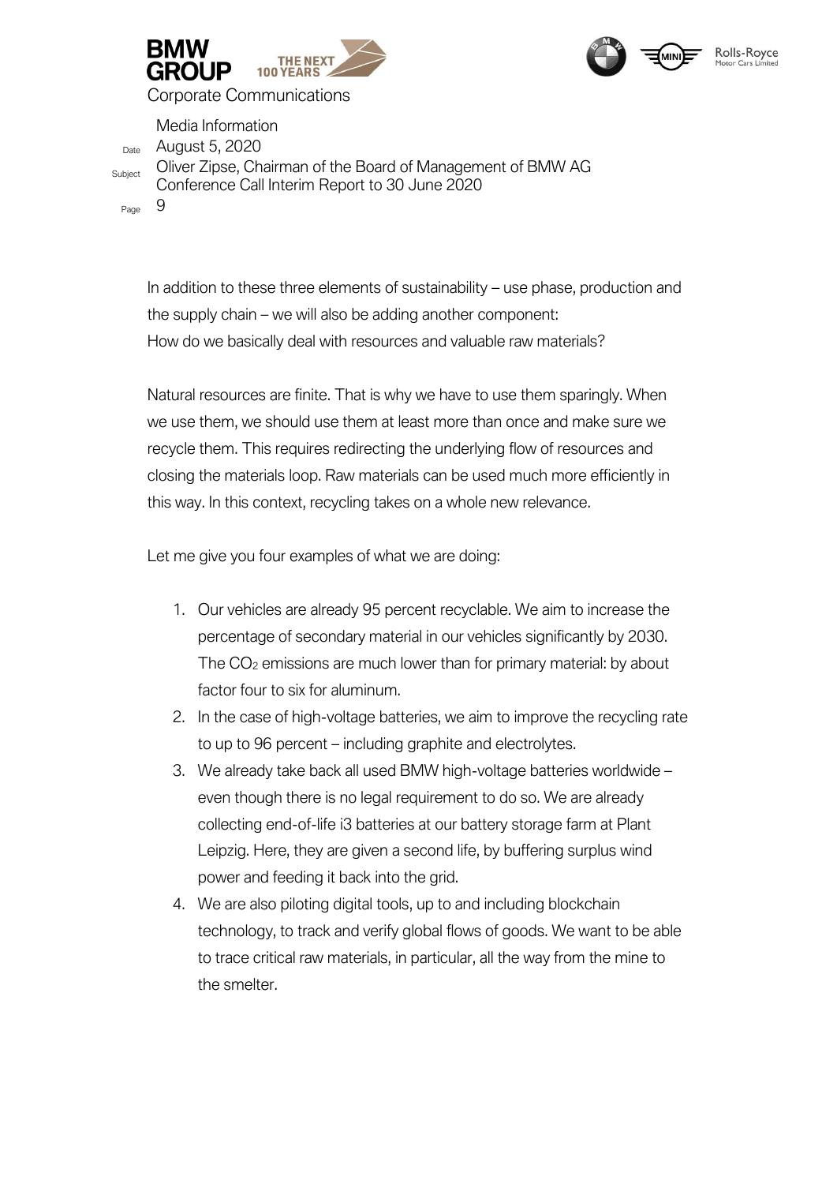In addition to these three elements of sustainability – use phase, production and the supply chain – we will also be adding another component:
How do we basically deal with resources and valuable raw materials?

Natural resources are finite. That is why we have to use them sparingly. When we use them, we should use them at least more than once and make sure we recycle them. This requires redirecting the underlying flow of resources and closing the materials loop. Raw materials can be used much more efficiently in this way. In this context, recycling takes on a whole new relevance.

Let me give you four examples of what we are doing:

1. Our vehicles are already 95 percent recyclable. We aim to increase the percentage of secondary material in our vehicles significantly by 2030. The $CO_2$ emissions are much lower than for primary material: by about factor four to six for aluminum.
2. In the case of high-voltage batteries, we aim to improve the recycling rate to up to 96 percent – including graphite and electrolytes.
3. We already take back all used BMW high-voltage batteries worldwide – even though there is no legal requirement to do so. We are already collecting end-of-life i3 batteries at our battery storage farm at Plant Leipzig. Here, they are given a second life, by buffering surplus wind power and feeding it back into the grid.
4. We are also piloting digital tools, up to and including blockchain technology, to track and verify global flows of goods. We want to be able to trace critical raw materials, in particular, all the way from the mine to the smelter.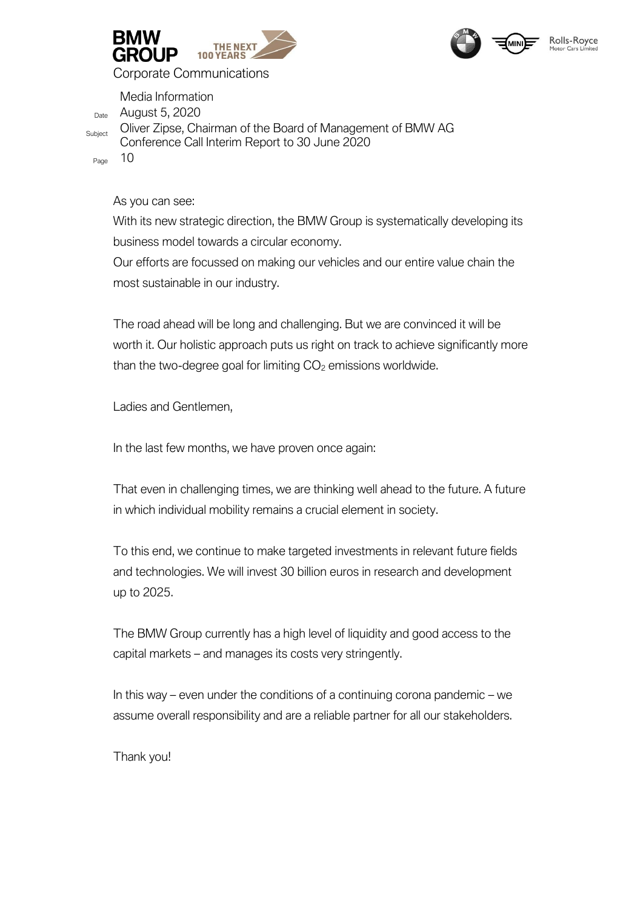As you can see:

With its new strategic direction, the BMW Group is systematically developing its business model towards a circular economy.

Our efforts are focussed on making our vehicles and our entire value chain the most sustainable in our industry.

The road ahead will be long and challenging. But we are convinced it will be worth it. Our holistic approach puts us right on track to achieve significantly more than the two-degree goal for limiting $CO_2$ emissions worldwide.

Ladies and Gentlemen,

In the last few months, we have proven once again:

That even in challenging times, we are thinking well ahead to the future. A future in which individual mobility remains a crucial element in society.

To this end, we continue to make targeted investments in relevant future fields and technologies. We will invest 30 billion euros in research and development up to 2025.

The BMW Group currently has a high level of liquidity and good access to the capital markets – and manages its costs very stringently.

In this way – even under the conditions of a continuing corona pandemic – we assume overall responsibility and are a reliable partner for all our stakeholders.

Thank you!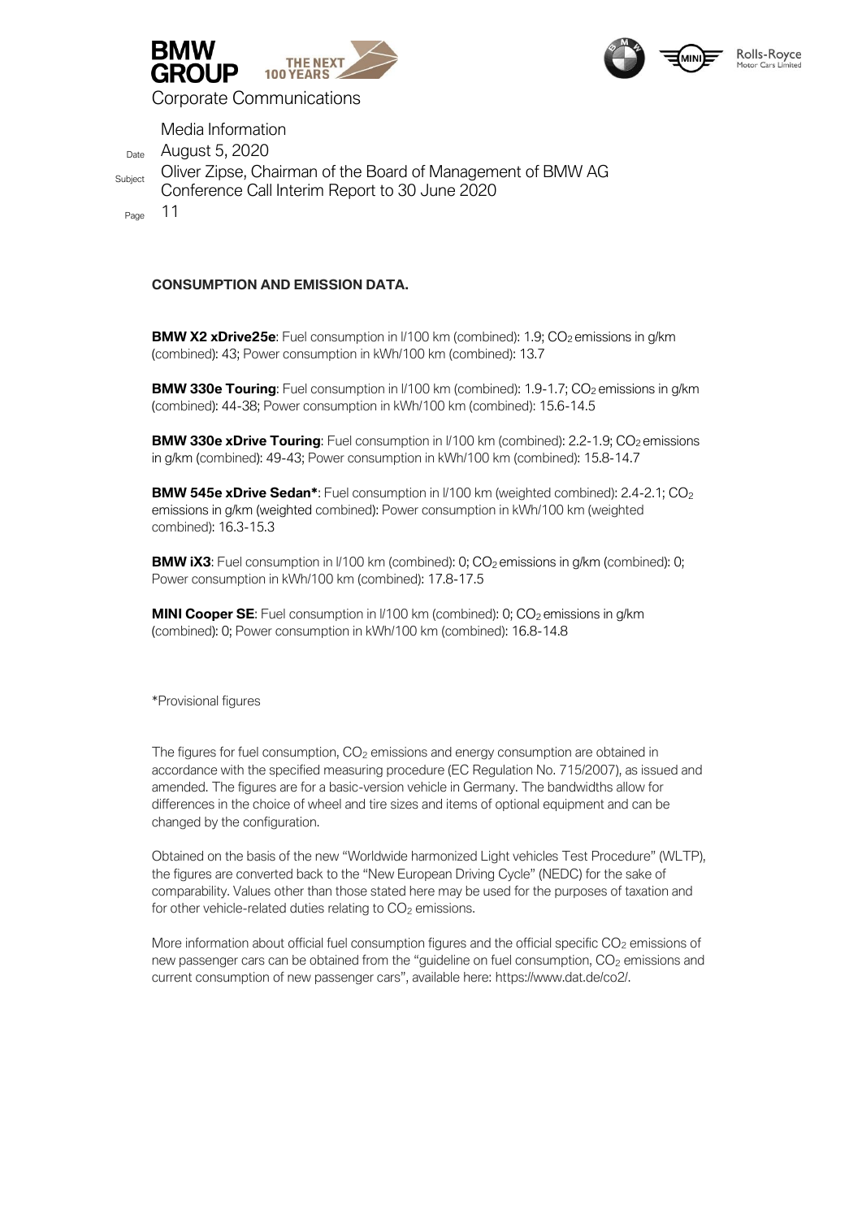## CONSUMPTION AND EMISSION DATA.

**BMW X2 xDrive25e**: Fuel consumption in l/100 km (combined): 1.9; $CO_2$ emissions in g/km (combined): 43; Power consumption in kWh/100 km (combined): 13.7

**BMW 330e Touring**: Fuel consumption in l/100 km (combined): 1.9-1.7; $CO_2$ emissions in g/km (combined): 44-38; Power consumption in kWh/100 km (combined): 15.6-14.5

**BMW 330e xDrive Touring**: Fuel consumption in l/100 km (combined): 2.2-1.9; $CO_2$ emissions in g/km (combined): 49-43; Power consumption in kWh/100 km (combined): 15.8-14.7

**BMW 545e xDrive Sedan***: Fuel consumption in l/100 km (weighted combined): 2.4-2.1; $CO_2$ emissions in g/km (weighted combined): Power consumption in kWh/100 km (weighted combined): 16.3-15.3

**BMW iX3**: Fuel consumption in l/100 km (combined): 0; $CO_2$ emissions in g/km (combined): 0; Power consumption in kWh/100 km (combined): 17.8-17.5

**MINI Cooper SE**: Fuel consumption in l/100 km (combined): 0; $CO_2$ emissions in g/km (combined): 0; Power consumption in kWh/100 km (combined): 16.8-14.8

*Provisional figures

The figures for fuel consumption, $CO_2$ emissions and energy consumption are obtained in accordance with the specified measuring procedure (EC Regulation No. 715/2007), as issued and amended. The figures are for a basic-version vehicle in Germany. The bandwidths allow for differences in the choice of wheel and tire sizes and items of optional equipment and can be changed by the configuration.

Obtained on the basis of the new "Worldwide harmonized Light vehicles Test Procedure" (WLTP), the figures are converted back to the "New European Driving Cycle" (NEDC) for the sake of comparability. Values other than those stated here may be used for the purposes of taxation and for other vehicle-related duties relating to $CO_2$ emissions.

More information about official fuel consumption figures and the official specific $CO_2$ emissions of new passenger cars can be obtained from the "guideline on fuel consumption, $CO_2$ emissions and current consumption of new passenger cars", available here: https://www.dat.de/co2/.